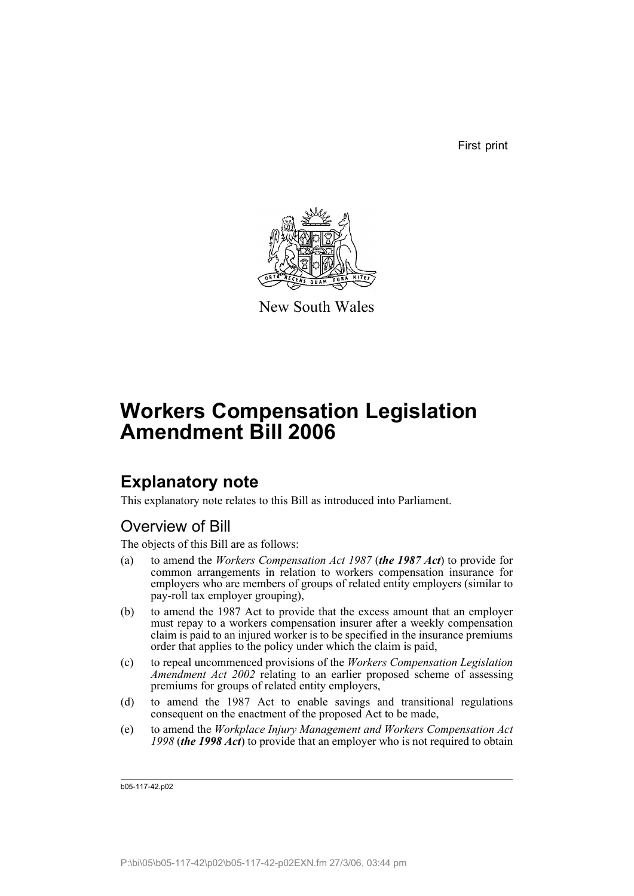First print

New South Wales

# Workers Compensation Legislation Amendment Bill 2006

## Explanatory note

This explanatory note relates to this Bill as introduced into Parliament.

### Overview of Bill

The objects of this Bill are as follows:

(a) to amend the *Workers Compensation Act 1987* (***the 1987 Act***) to provide for common arrangements in relation to workers compensation insurance for employers who are members of groups of related entity employers (similar to pay-roll tax employer grouping),

(b) to amend the 1987 Act to provide that the excess amount that an employer must repay to a workers compensation insurer after a weekly compensation claim is paid to an injured worker is to be specified in the insurance premiums order that applies to the policy under which the claim is paid,

(c) to repeal uncommenced provisions of the *Workers Compensation Legislation Amendment Act 2002* relating to an earlier proposed scheme of assessing premiums for groups of related entity employers,

(d) to amend the 1987 Act to enable savings and transitional regulations consequent on the enactment of the proposed Act to be made,

(e) to amend the *Workplace Injury Management and Workers Compensation Act 1998* (***the 1998 Act***) to provide that an employer who is not required to obtain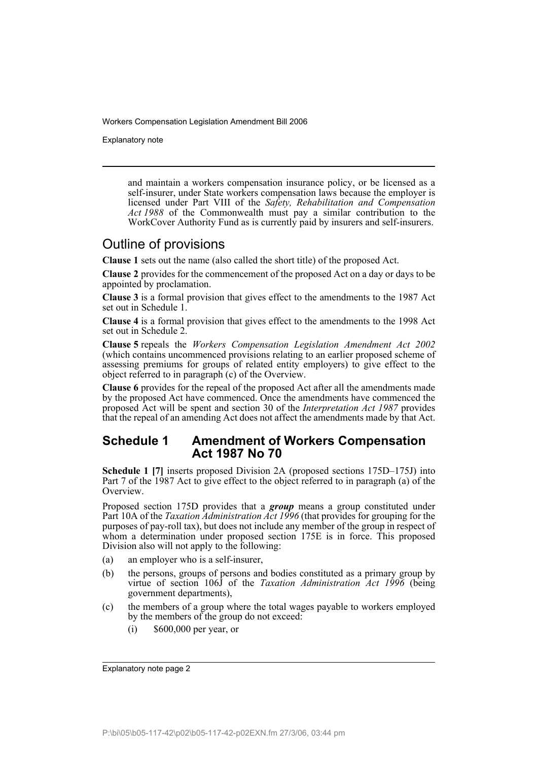and maintain a workers compensation insurance policy, or be licensed as a self-insurer, under State workers compensation laws because the employer is licensed under Part VIII of the *Safety, Rehabilitation and Compensation Act 1988* of the Commonwealth must pay a similar contribution to the WorkCover Authority Fund as is currently paid by insurers and self-insurers.

## Outline of provisions

**Clause 1** sets out the name (also called the short title) of the proposed Act.

**Clause 2** provides for the commencement of the proposed Act on a day or days to be appointed by proclamation.

**Clause 3** is a formal provision that gives effect to the amendments to the 1987 Act set out in Schedule 1.

**Clause 4** is a formal provision that gives effect to the amendments to the 1998 Act set out in Schedule 2.

**Clause 5** repeals the *Workers Compensation Legislation Amendment Act 2002* (which contains uncommenced provisions relating to an earlier proposed scheme of assessing premiums for groups of related entity employers) to give effect to the object referred to in paragraph (c) of the Overview.

**Clause 6** provides for the repeal of the proposed Act after all the amendments made by the proposed Act have commenced. Once the amendments have commenced the proposed Act will be spent and section 30 of the *Interpretation Act 1987* provides that the repeal of an amending Act does not affect the amendments made by that Act.

## Schedule 1 Amendment of Workers Compensation Act 1987 No 70

**Schedule 1 [7]** inserts proposed Division 2A (proposed sections 175D–175J) into Part 7 of the 1987 Act to give effect to the object referred to in paragraph (a) of the Overview.

Proposed section 175D provides that a ***group*** means a group constituted under Part 10A of the *Taxation Administration Act 1996* (that provides for grouping for the purposes of pay-roll tax), but does not include any member of the group in respect of whom a determination under proposed section 175E is in force. This proposed Division also will not apply to the following:

(a) an employer who is a self-insurer,

(b) the persons, groups of persons and bodies constituted as a primary group by virtue of section 106J of the *Taxation Administration Act 1996* (being government departments),

(c) the members of a group where the total wages payable to workers employed by the members of the group do not exceed:

 (i) $600,000 per year, or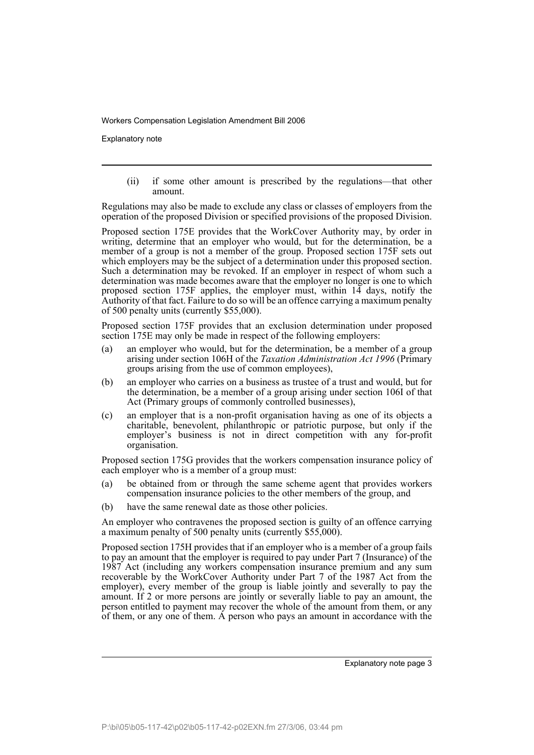(ii) if some other amount is prescribed by the regulations—that other amount.

Regulations may also be made to exclude any class or classes of employers from the operation of the proposed Division or specified provisions of the proposed Division.

Proposed section 175E provides that the WorkCover Authority may, by order in writing, determine that an employer who would, but for the determination, be a member of a group is not a member of the group. Proposed section 175F sets out which employers may be the subject of a determination under this proposed section. Such a determination may be revoked. If an employer in respect of whom such a determination was made becomes aware that the employer no longer is one to which proposed section 175F applies, the employer must, within 14 days, notify the Authority of that fact. Failure to do so will be an offence carrying a maximum penalty of 500 penalty units (currently $55,000).

Proposed section 175F provides that an exclusion determination under proposed section 175E may only be made in respect of the following employers:

(a) an employer who would, but for the determination, be a member of a group arising under section 106H of the *Taxation Administration Act 1996* (Primary groups arising from the use of common employees),

(b) an employer who carries on a business as trustee of a trust and would, but for the determination, be a member of a group arising under section 106I of that Act (Primary groups of commonly controlled businesses),

(c) an employer that is a non-profit organisation having as one of its objects a charitable, benevolent, philanthropic or patriotic purpose, but only if the employer's business is not in direct competition with any for-profit organisation.

Proposed section 175G provides that the workers compensation insurance policy of each employer who is a member of a group must:

(a) be obtained from or through the same scheme agent that provides workers compensation insurance policies to the other members of the group, and

(b) have the same renewal date as those other policies.

An employer who contravenes the proposed section is guilty of an offence carrying a maximum penalty of 500 penalty units (currently $55,000).

Proposed section 175H provides that if an employer who is a member of a group fails to pay an amount that the employer is required to pay under Part 7 (Insurance) of the 1987 Act (including any workers compensation insurance premium and any sum recoverable by the WorkCover Authority under Part 7 of the 1987 Act from the employer), every member of the group is liable jointly and severally to pay the amount. If 2 or more persons are jointly or severally liable to pay an amount, the person entitled to payment may recover the whole of the amount from them, or any of them, or any one of them. A person who pays an amount in accordance with the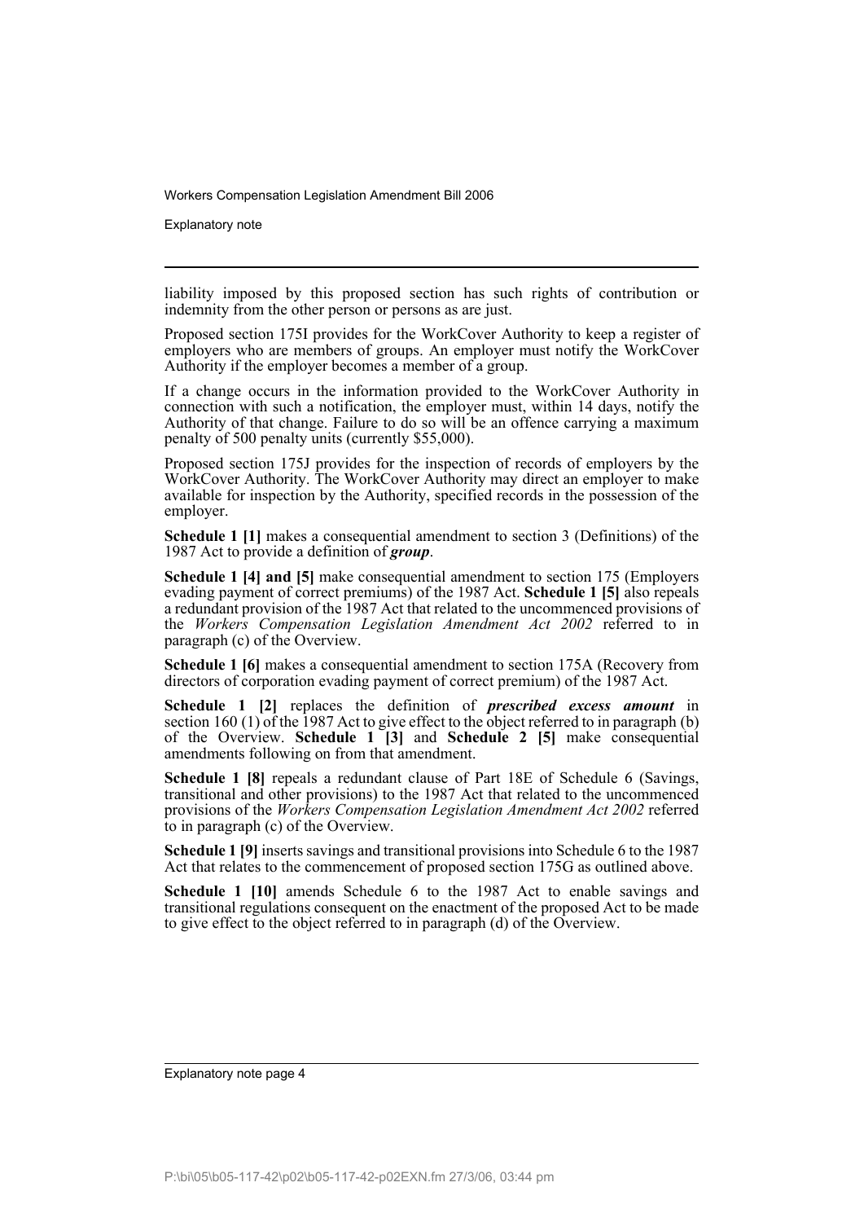liability imposed by this proposed section has such rights of contribution or indemnity from the other person or persons as are just.

Proposed section 175I provides for the WorkCover Authority to keep a register of employers who are members of groups. An employer must notify the WorkCover Authority if the employer becomes a member of a group.

If a change occurs in the information provided to the WorkCover Authority in connection with such a notification, the employer must, within 14 days, notify the Authority of that change. Failure to do so will be an offence carrying a maximum penalty of 500 penalty units (currently $55,000).

Proposed section 175J provides for the inspection of records of employers by the WorkCover Authority. The WorkCover Authority may direct an employer to make available for inspection by the Authority, specified records in the possession of the employer.

**Schedule 1 [1]** makes a consequential amendment to section 3 (Definitions) of the 1987 Act to provide a definition of ***group***.

**Schedule 1 [4] and [5]** make consequential amendment to section 175 (Employers evading payment of correct premiums) of the 1987 Act. **Schedule 1 [5]** also repeals a redundant provision of the 1987 Act that related to the uncommenced provisions of the *Workers Compensation Legislation Amendment Act 2002* referred to in paragraph (c) of the Overview.

**Schedule 1 [6]** makes a consequential amendment to section 175A (Recovery from directors of corporation evading payment of correct premium) of the 1987 Act.

**Schedule 1 [2]** replaces the definition of ***prescribed excess amount*** in section 160 (1) of the 1987 Act to give effect to the object referred to in paragraph (b) of the Overview. **Schedule 1 [3]** and **Schedule 2 [5]** make consequential amendments following on from that amendment.

**Schedule 1 [8]** repeals a redundant clause of Part 18E of Schedule 6 (Savings, transitional and other provisions) to the 1987 Act that related to the uncommenced provisions of the *Workers Compensation Legislation Amendment Act 2002* referred to in paragraph (c) of the Overview.

**Schedule 1 [9]** inserts savings and transitional provisions into Schedule 6 to the 1987 Act that relates to the commencement of proposed section 175G as outlined above.

**Schedule 1 [10]** amends Schedule 6 to the 1987 Act to enable savings and transitional regulations consequent on the enactment of the proposed Act to be made to give effect to the object referred to in paragraph (d) of the Overview.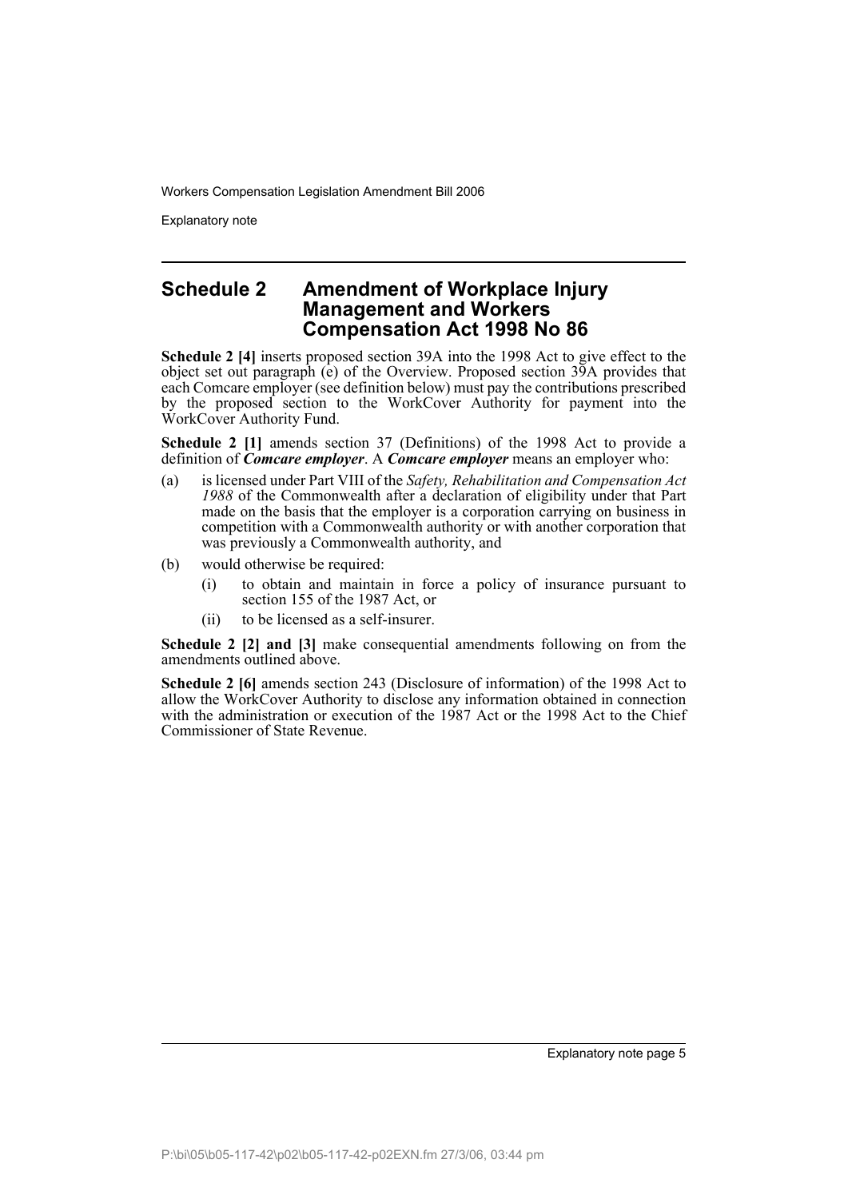## Schedule 2 Amendment of Workplace Injury Management and Workers Compensation Act 1998 No 86

**Schedule 2 [4]** inserts proposed section 39A into the 1998 Act to give effect to the object set out paragraph (e) of the Overview. Proposed section 39A provides that each Comcare employer (see definition below) must pay the contributions prescribed by the proposed section to the WorkCover Authority for payment into the WorkCover Authority Fund.

**Schedule 2 [1]** amends section 37 (Definitions) of the 1998 Act to provide a definition of ***Comcare employer***. A ***Comcare employer*** means an employer who:

(a) is licensed under Part VIII of the *Safety, Rehabilitation and Compensation Act 1988* of the Commonwealth after a declaration of eligibility under that Part made on the basis that the employer is a corporation carrying on business in competition with a Commonwealth authority or with another corporation that was previously a Commonwealth authority, and

(b) would otherwise be required:

  (i) to obtain and maintain in force a policy of insurance pursuant to section 155 of the 1987 Act, or

  (ii) to be licensed as a self-insurer.

**Schedule 2 [2] and [3]** make consequential amendments following on from the amendments outlined above.

**Schedule 2 [6]** amends section 243 (Disclosure of information) of the 1998 Act to allow the WorkCover Authority to disclose any information obtained in connection with the administration or execution of the 1987 Act or the 1998 Act to the Chief Commissioner of State Revenue.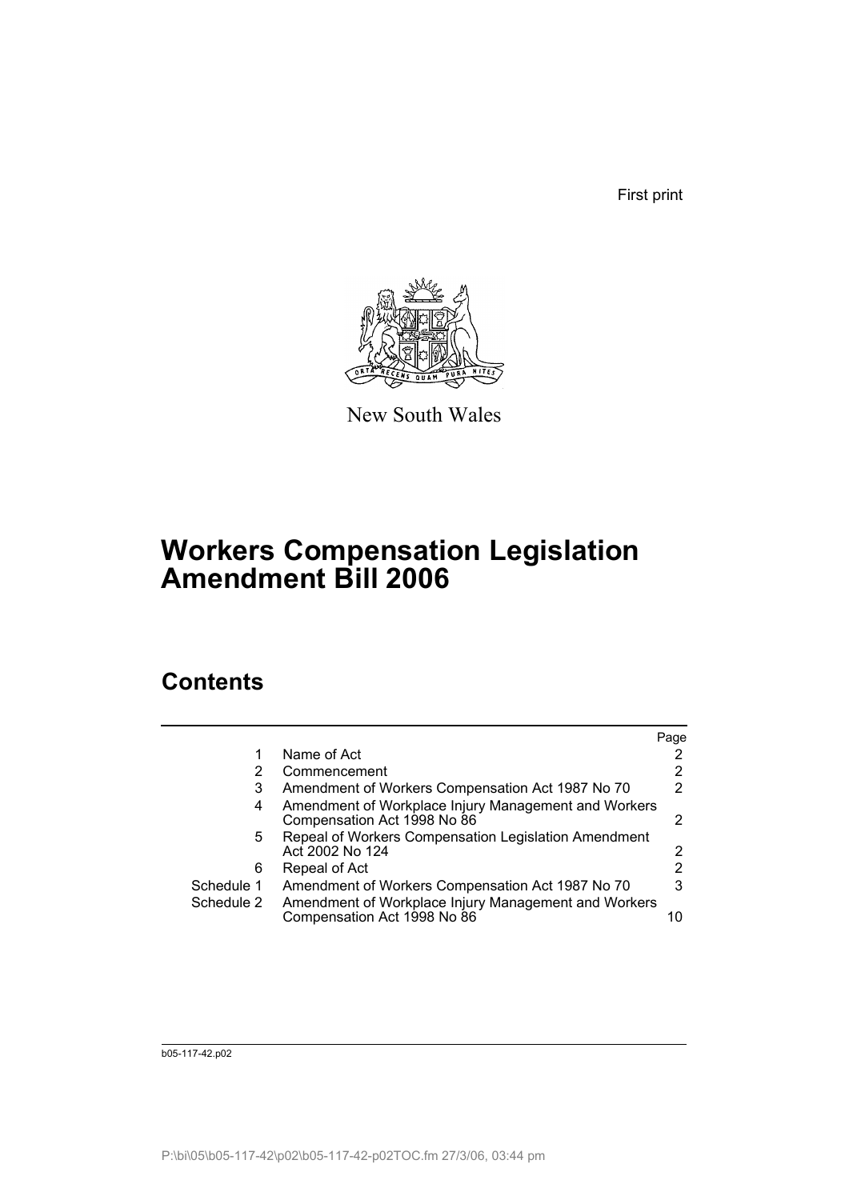First print

New South Wales

# Workers Compensation Legislation Amendment Bill 2006

## Contents

| | | Page |
|---|---|---|
| 1 | Name of Act | 2 |
| 2 | Commencement | 2 |
| 3 | Amendment of Workers Compensation Act 1987 No 70 | 2 |
| 4 | Amendment of Workplace Injury Management and Workers Compensation Act 1998 No 86 | 2 |
| 5 | Repeal of Workers Compensation Legislation Amendment Act 2002 No 124 | 2 |
| 6 | Repeal of Act | 2 |
| Schedule 1 | Amendment of Workers Compensation Act 1987 No 70 | 3 |
| Schedule 2 | Amendment of Workplace Injury Management and Workers Compensation Act 1998 No 86 | 10 |

b05-117-42.p02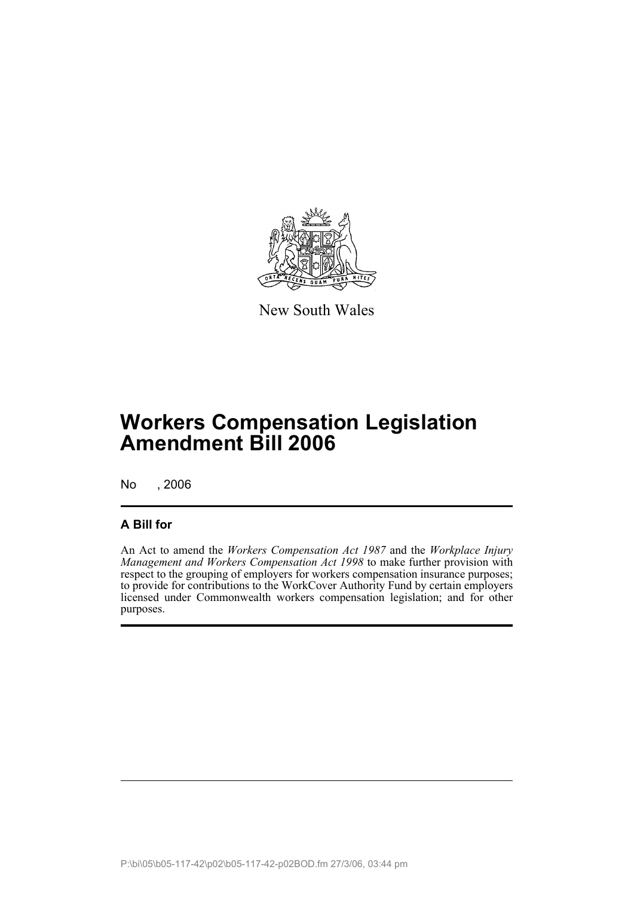New South Wales

# Workers Compensation Legislation Amendment Bill 2006

No , 2006

## A Bill for

An Act to amend the *Workers Compensation Act 1987* and the *Workplace Injury Management and Workers Compensation Act 1998* to make further provision with respect to the grouping of employers for workers compensation insurance purposes; to provide for contributions to the WorkCover Authority Fund by certain employers licensed under Commonwealth workers compensation legislation; and for other purposes.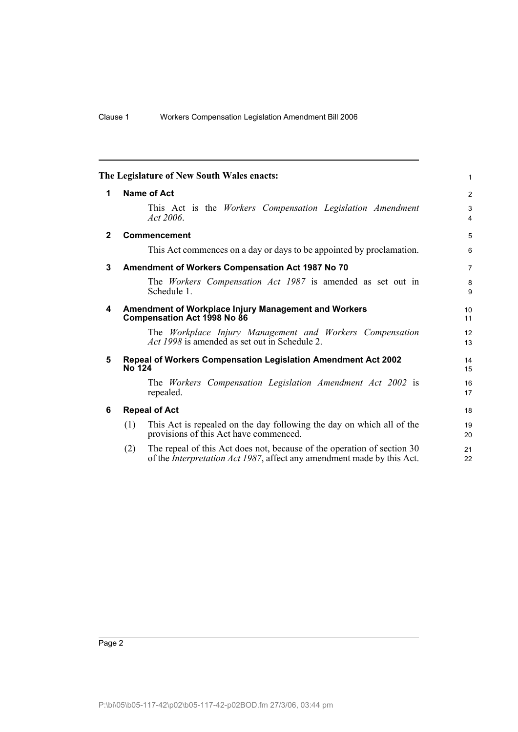**The Legislature of New South Wales enacts:**

## 1 Name of Act

This Act is the *Workers Compensation Legislation Amendment Act 2006*.

## 2 Commencement

This Act commences on a day or days to be appointed by proclamation.

## 3 Amendment of Workers Compensation Act 1987 No 70

The *Workers Compensation Act 1987* is amended as set out in Schedule 1.

## 4 Amendment of Workplace Injury Management and Workers Compensation Act 1998 No 86

The *Workplace Injury Management and Workers Compensation Act 1998* is amended as set out in Schedule 2.

## 5 Repeal of Workers Compensation Legislation Amendment Act 2002 No 124

The *Workers Compensation Legislation Amendment Act 2002* is repealed.

## 6 Repeal of Act

(1) This Act is repealed on the day following the day on which all of the provisions of this Act have commenced.

(2) The repeal of this Act does not, because of the operation of section 30 of the *Interpretation Act 1987*, affect any amendment made by this Act.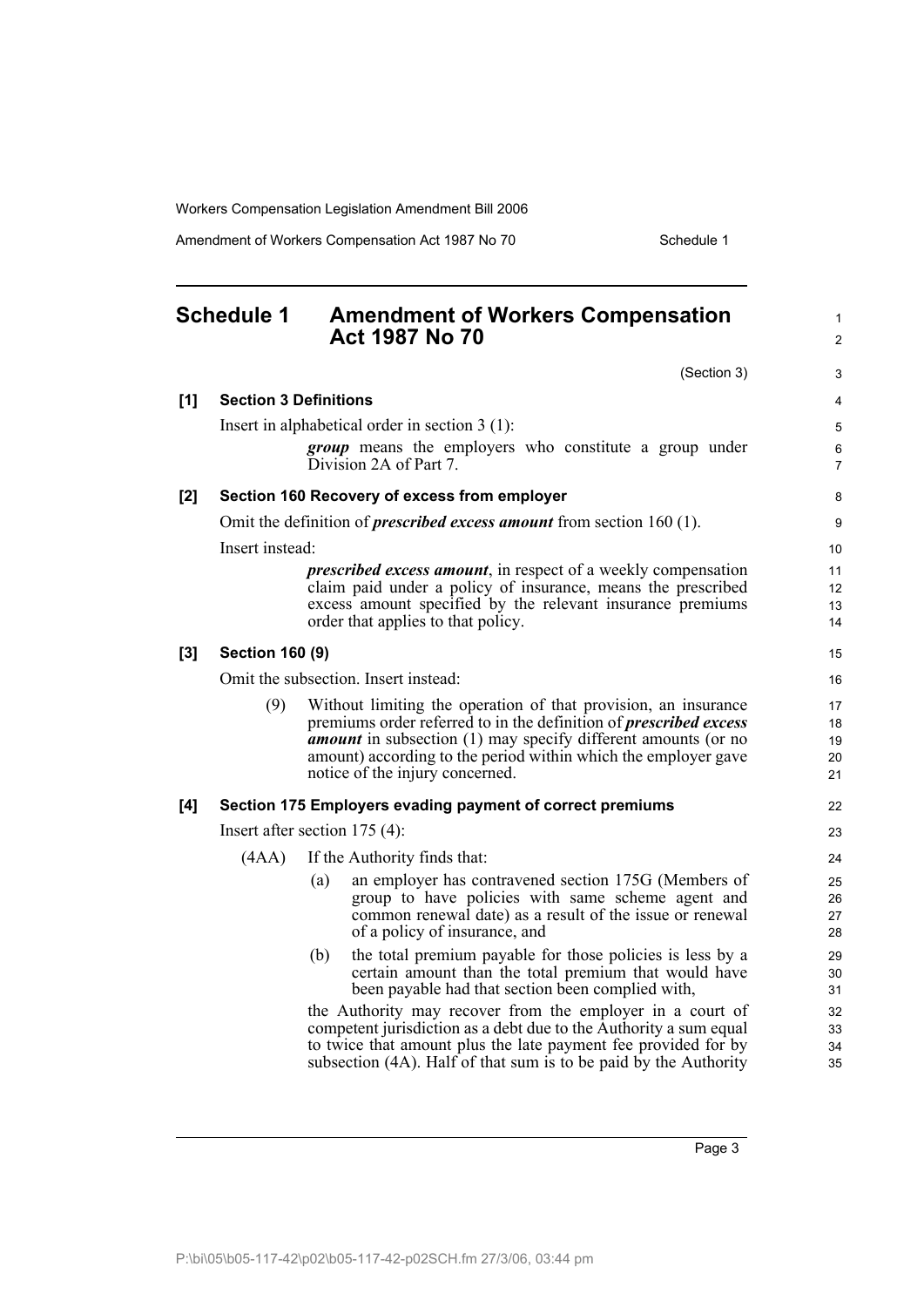## Schedule 1 Amendment of Workers Compensation Act 1987 No 70

(Section 3)

**[1] Section 3 Definitions**

Insert in alphabetical order in section 3 (1):

> ***group*** means the employers who constitute a group under Division 2A of Part 7.

**[2] Section 160 Recovery of excess from employer**

Omit the definition of ***prescribed excess amount*** from section 160 (1).

Insert instead:

> ***prescribed excess amount***, in respect of a weekly compensation claim paid under a policy of insurance, means the prescribed excess amount specified by the relevant insurance premiums order that applies to that policy.

**[3] Section 160 (9)**

Omit the subsection. Insert instead:

> (9) Without limiting the operation of that provision, an insurance premiums order referred to in the definition of ***prescribed excess amount*** in subsection (1) may specify different amounts (or no amount) according to the period within which the employer gave notice of the injury concerned.

**[4] Section 175 Employers evading payment of correct premiums**

Insert after section 175 (4):

> (4AA) If the Authority finds that:
>
> (a) an employer has contravened section 175G (Members of group to have policies with same scheme agent and common renewal date) as a result of the issue or renewal of a policy of insurance, and
>
> (b) the total premium payable for those policies is less by a certain amount than the total premium that would have been payable had that section been complied with,
>
> the Authority may recover from the employer in a court of competent jurisdiction as a debt due to the Authority a sum equal to twice that amount plus the late payment fee provided for by subsection (4A). Half of that sum is to be paid by the Authority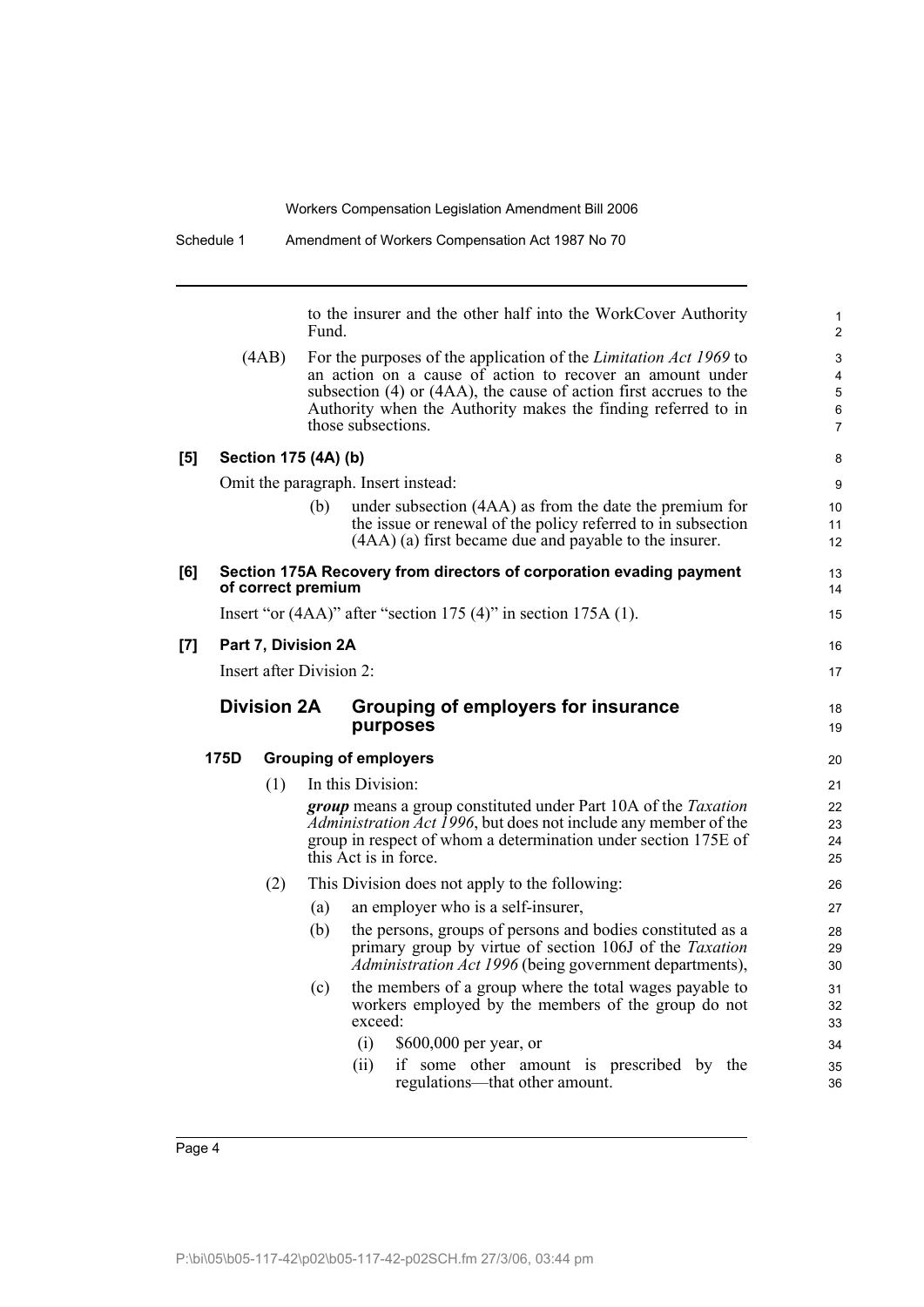to the insurer and the other half into the WorkCover Authority Fund.

(4AB) For the purposes of the application of the *Limitation Act 1969* to an action on a cause of action to recover an amount under subsection (4) or (4AA), the cause of action first accrues to the Authority when the Authority makes the finding referred to in those subsections.

**[5] Section 175 (4A) (b)**

Omit the paragraph. Insert instead:

(b) under subsection (4AA) as from the date the premium for the issue or renewal of the policy referred to in subsection (4AA) (a) first became due and payable to the insurer.

**[6] Section 175A Recovery from directors of corporation evading payment of correct premium**

Insert "or (4AA)" after "section 175 (4)" in section 175A (1).

**[7] Part 7, Division 2A**

Insert after Division 2:

## Division 2A Grouping of employers for insurance purposes

### 175D Grouping of employers

(1) In this Division:

***group*** means a group constituted under Part 10A of the *Taxation Administration Act 1996*, but does not include any member of the group in respect of whom a determination under section 175E of this Act is in force.

(2) This Division does not apply to the following:

(a) an employer who is a self-insurer,

(b) the persons, groups of persons and bodies constituted as a primary group by virtue of section 106J of the *Taxation Administration Act 1996* (being government departments),

(c) the members of a group where the total wages payable to workers employed by the members of the group do not exceed:

(i) $600,000 per year, or

(ii) if some other amount is prescribed by the regulations—that other amount.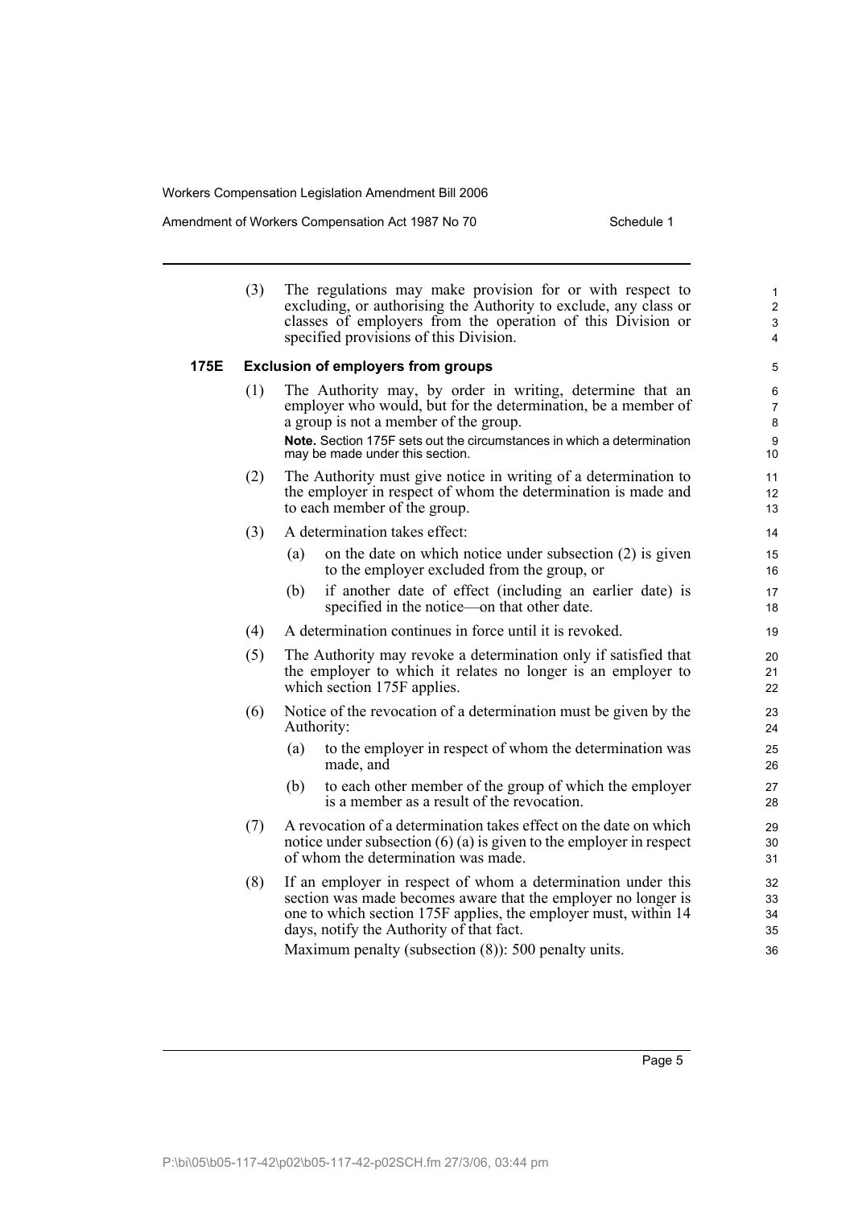(3) The regulations may make provision for or with respect to excluding, or authorising the Authority to exclude, any class or classes of employers from the operation of this Division or specified provisions of this Division.

### 175E Exclusion of employers from groups

(1) The Authority may, by order in writing, determine that an employer who would, but for the determination, be a member of a group is not a member of the group.

**Note.** Section 175F sets out the circumstances in which a determination may be made under this section.

(2) The Authority must give notice in writing of a determination to the employer in respect of whom the determination is made and to each member of the group.

(3) A determination takes effect:

- (a) on the date on which notice under subsection (2) is given to the employer excluded from the group, or
- (b) if another date of effect (including an earlier date) is specified in the notice—on that other date.

(4) A determination continues in force until it is revoked.

(5) The Authority may revoke a determination only if satisfied that the employer to which it relates no longer is an employer to which section 175F applies.

(6) Notice of the revocation of a determination must be given by the Authority:

- (a) to the employer in respect of whom the determination was made, and
- (b) to each other member of the group of which the employer is a member as a result of the revocation.

(7) A revocation of a determination takes effect on the date on which notice under subsection (6) (a) is given to the employer in respect of whom the determination was made.

(8) If an employer in respect of whom a determination under this section was made becomes aware that the employer no longer is one to which section 175F applies, the employer must, within 14 days, notify the Authority of that fact.

Maximum penalty (subsection (8)): 500 penalty units.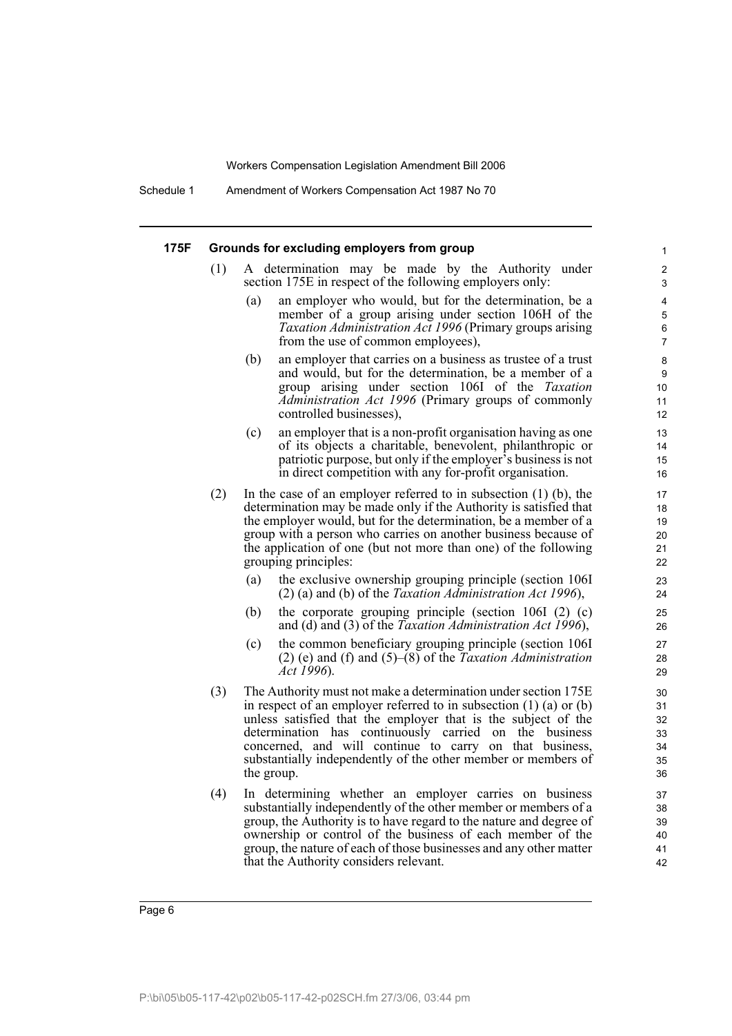### 175F Grounds for excluding employers from group

(1) A determination may be made by the Authority under section 175E in respect of the following employers only:

(a) an employer who would, but for the determination, be a member of a group arising under section 106H of the *Taxation Administration Act 1996* (Primary groups arising from the use of common employees),

(b) an employer that carries on a business as trustee of a trust and would, but for the determination, be a member of a group arising under section 106I of the *Taxation Administration Act 1996* (Primary groups of commonly controlled businesses),

(c) an employer that is a non-profit organisation having as one of its objects a charitable, benevolent, philanthropic or patriotic purpose, but only if the employer's business is not in direct competition with any for-profit organisation.

(2) In the case of an employer referred to in subsection (1) (b), the determination may be made only if the Authority is satisfied that the employer would, but for the determination, be a member of a group with a person who carries on another business because of the application of one (but not more than one) of the following grouping principles:

(a) the exclusive ownership grouping principle (section 106I (2) (a) and (b) of the *Taxation Administration Act 1996*),

(b) the corporate grouping principle (section 106I (2) (c) and (d) and (3) of the *Taxation Administration Act 1996*),

(c) the common beneficiary grouping principle (section 106I (2) (e) and (f) and (5)–(8) of the *Taxation Administration Act 1996*).

(3) The Authority must not make a determination under section 175E in respect of an employer referred to in subsection (1) (a) or (b) unless satisfied that the employer that is the subject of the determination has continuously carried on the business concerned, and will continue to carry on that business, substantially independently of the other member or members of the group.

(4) In determining whether an employer carries on business substantially independently of the other member or members of a group, the Authority is to have regard to the nature and degree of ownership or control of the business of each member of the group, the nature of each of those businesses and any other matter that the Authority considers relevant.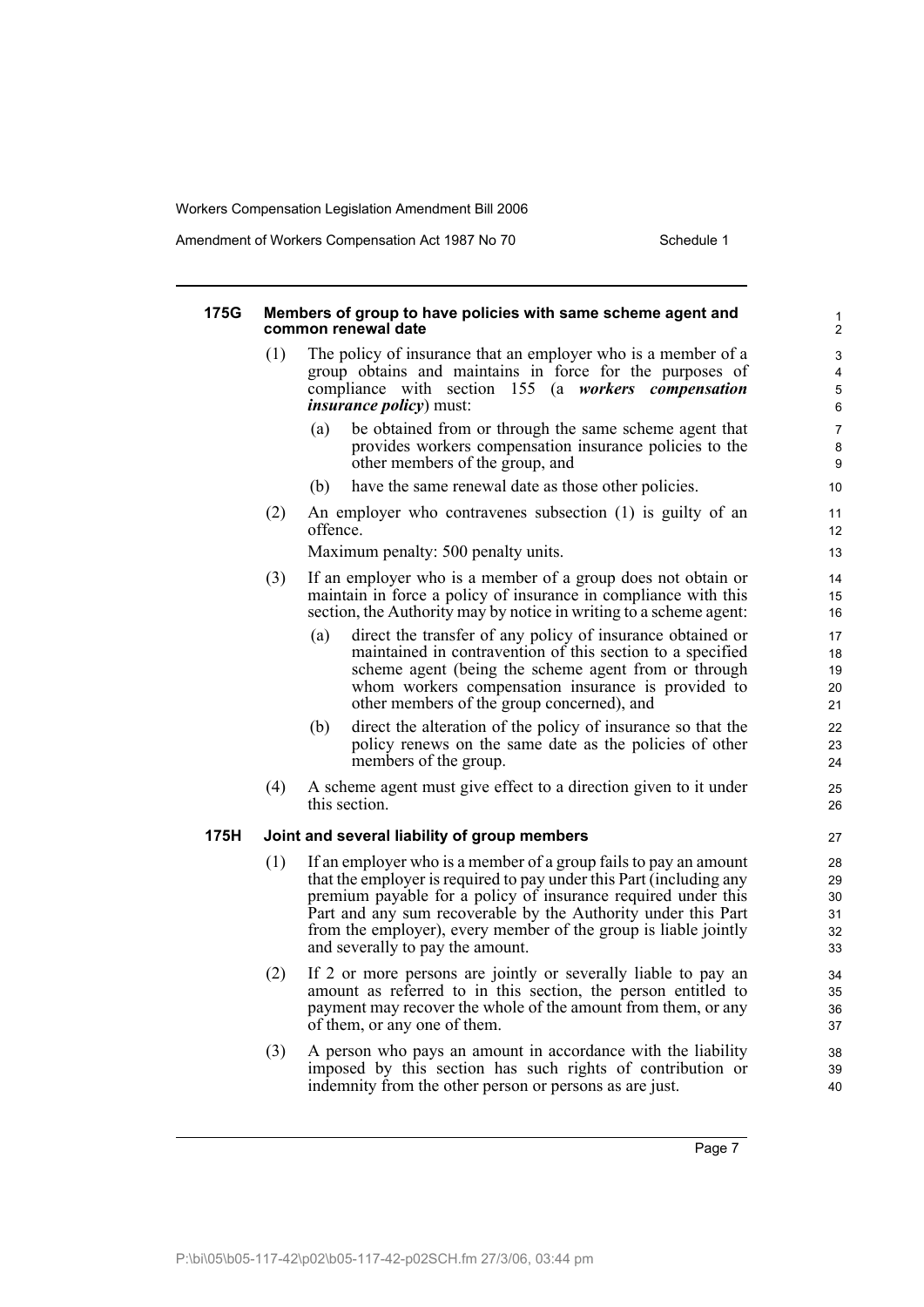#### 175G Members of group to have policies with same scheme agent and common renewal date

(1) The policy of insurance that an employer who is a member of a group obtains and maintains in force for the purposes of compliance with section 155 (a ***workers compensation insurance policy***) must:

(a) be obtained from or through the same scheme agent that provides workers compensation insurance policies to the other members of the group, and

(b) have the same renewal date as those other policies.

(2) An employer who contravenes subsection (1) is guilty of an offence.

Maximum penalty: 500 penalty units.

(3) If an employer who is a member of a group does not obtain or maintain in force a policy of insurance in compliance with this section, the Authority may by notice in writing to a scheme agent:

(a) direct the transfer of any policy of insurance obtained or maintained in contravention of this section to a specified scheme agent (being the scheme agent from or through whom workers compensation insurance is provided to other members of the group concerned), and

(b) direct the alteration of the policy of insurance so that the policy renews on the same date as the policies of other members of the group.

(4) A scheme agent must give effect to a direction given to it under this section.

#### 175H Joint and several liability of group members

(1) If an employer who is a member of a group fails to pay an amount that the employer is required to pay under this Part (including any premium payable for a policy of insurance required under this Part and any sum recoverable by the Authority under this Part from the employer), every member of the group is liable jointly and severally to pay the amount.

(2) If 2 or more persons are jointly or severally liable to pay an amount as referred to in this section, the person entitled to payment may recover the whole of the amount from them, or any of them, or any one of them.

(3) A person who pays an amount in accordance with the liability imposed by this section has such rights of contribution or indemnity from the other person or persons as are just.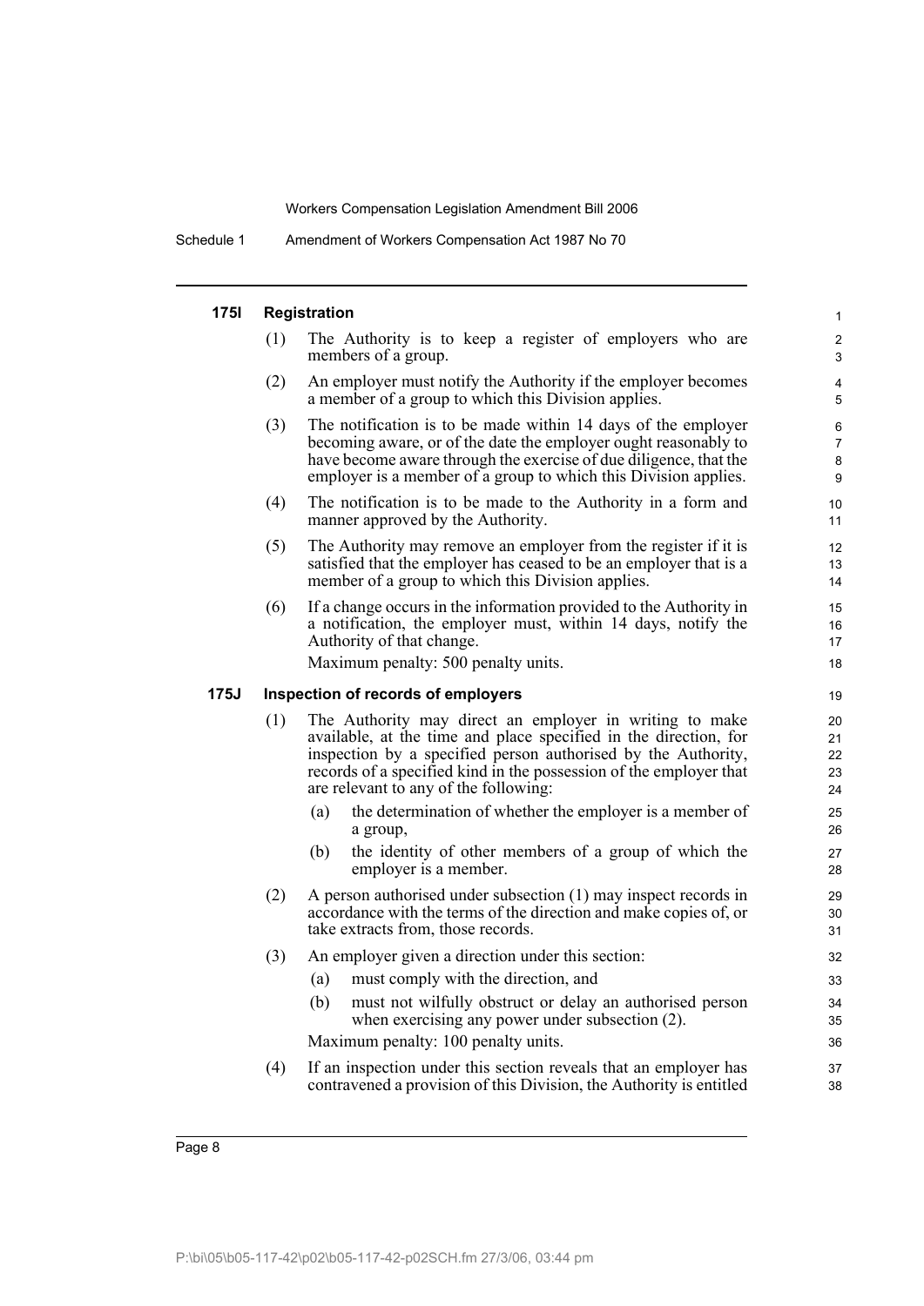#### 175I Registration

(1) The Authority is to keep a register of employers who are members of a group.

(2) An employer must notify the Authority if the employer becomes a member of a group to which this Division applies.

(3) The notification is to be made within 14 days of the employer becoming aware, or of the date the employer ought reasonably to have become aware through the exercise of due diligence, that the employer is a member of a group to which this Division applies.

(4) The notification is to be made to the Authority in a form and manner approved by the Authority.

(5) The Authority may remove an employer from the register if it is satisfied that the employer has ceased to be an employer that is a member of a group to which this Division applies.

(6) If a change occurs in the information provided to the Authority in a notification, the employer must, within 14 days, notify the Authority of that change.

Maximum penalty: 500 penalty units.

#### 175J Inspection of records of employers

(1) The Authority may direct an employer in writing to make available, at the time and place specified in the direction, for inspection by a specified person authorised by the Authority, records of a specified kind in the possession of the employer that are relevant to any of the following:

(a) the determination of whether the employer is a member of a group,

(b) the identity of other members of a group of which the employer is a member.

(2) A person authorised under subsection (1) may inspect records in accordance with the terms of the direction and make copies of, or take extracts from, those records.

(3) An employer given a direction under this section:

(a) must comply with the direction, and

(b) must not wilfully obstruct or delay an authorised person when exercising any power under subsection (2).

Maximum penalty: 100 penalty units.

(4) If an inspection under this section reveals that an employer has contravened a provision of this Division, the Authority is entitled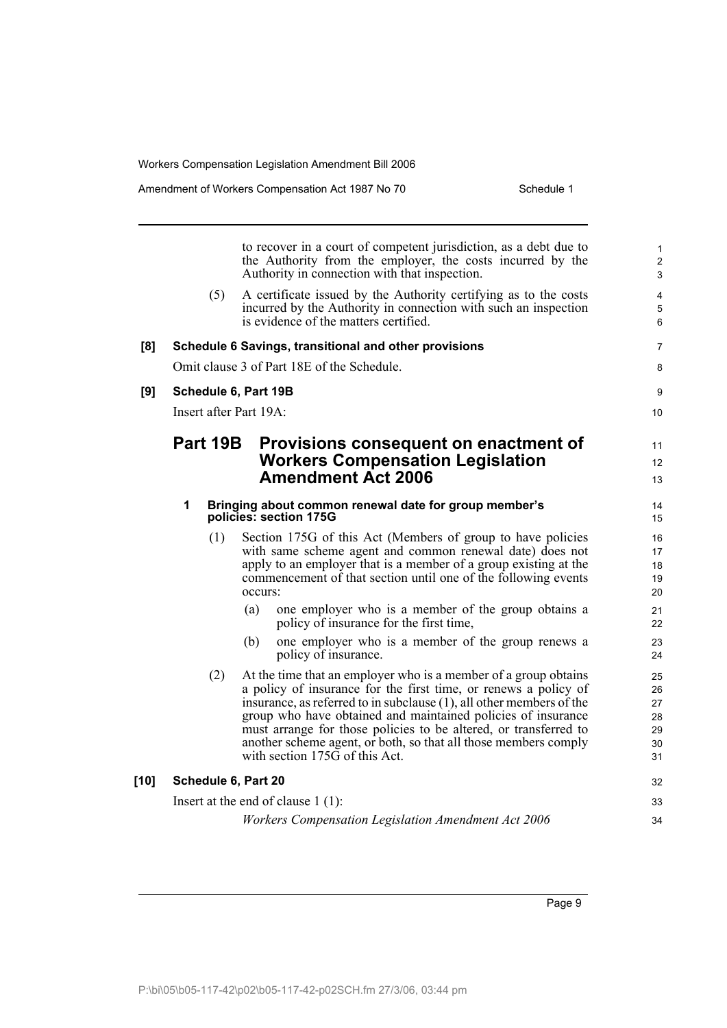to recover in a court of competent jurisdiction, as a debt due to the Authority from the employer, the costs incurred by the Authority in connection with that inspection.

(5) A certificate issued by the Authority certifying as to the costs incurred by the Authority in connection with such an inspection is evidence of the matters certified.

**[8] Schedule 6 Savings, transitional and other provisions**

Omit clause 3 of Part 18E of the Schedule.

**[9] Schedule 6, Part 19B**

Insert after Part 19A:

## Part 19B Provisions consequent on enactment of Workers Compensation Legislation Amendment Act 2006

### 1 Bringing about common renewal date for group member's policies: section 175G

(1) Section 175G of this Act (Members of group to have policies with same scheme agent and common renewal date) does not apply to an employer that is a member of a group existing at the commencement of that section until one of the following events occurs:

(a) one employer who is a member of the group obtains a policy of insurance for the first time,

(b) one employer who is a member of the group renews a policy of insurance.

(2) At the time that an employer who is a member of a group obtains a policy of insurance for the first time, or renews a policy of insurance, as referred to in subclause (1), all other members of the group who have obtained and maintained policies of insurance must arrange for those policies to be altered, or transferred to another scheme agent, or both, so that all those members comply with section 175G of this Act.

**[10] Schedule 6, Part 20**

Insert at the end of clause 1 (1):

*Workers Compensation Legislation Amendment Act 2006*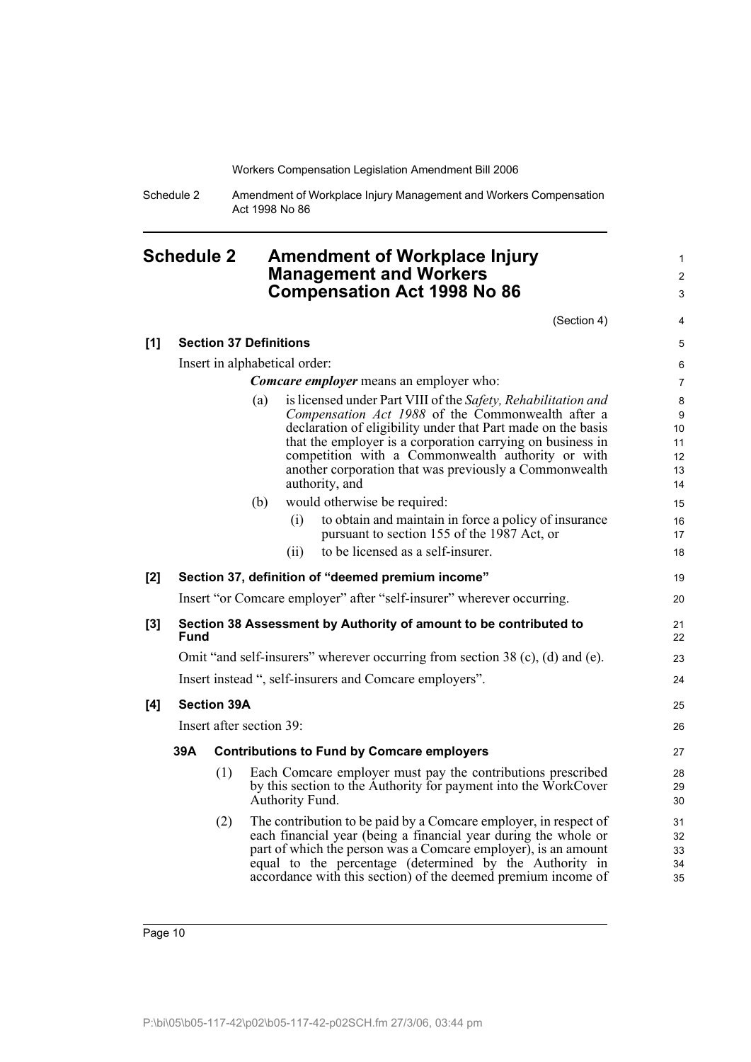# Schedule 2 Amendment of Workplace Injury Management and Workers Compensation Act 1998 No 86

(Section 4)

**[1] Section 37 Definitions**

Insert in alphabetical order:

***Comcare employer*** means an employer who:

(a) is licensed under Part VIII of the *Safety, Rehabilitation and Compensation Act 1988* of the Commonwealth after a declaration of eligibility under that Part made on the basis that the employer is a corporation carrying on business in competition with a Commonwealth authority or with another corporation that was previously a Commonwealth authority, and

(b) would otherwise be required:

(i) to obtain and maintain in force a policy of insurance pursuant to section 155 of the 1987 Act, or

(ii) to be licensed as a self-insurer.

**[2] Section 37, definition of "deemed premium income"**

Insert "or Comcare employer" after "self-insurer" wherever occurring.

**[3] Section 38 Assessment by Authority of amount to be contributed to Fund**

Omit "and self-insurers" wherever occurring from section 38 (c), (d) and (e).

Insert instead ", self-insurers and Comcare employers".

**[4] Section 39A**

Insert after section 39:

**39A Contributions to Fund by Comcare employers**

(1) Each Comcare employer must pay the contributions prescribed by this section to the Authority for payment into the WorkCover Authority Fund.

(2) The contribution to be paid by a Comcare employer, in respect of each financial year (being a financial year during the whole or part of which the person was a Comcare employer), is an amount equal to the percentage (determined by the Authority in accordance with this section) of the deemed premium income of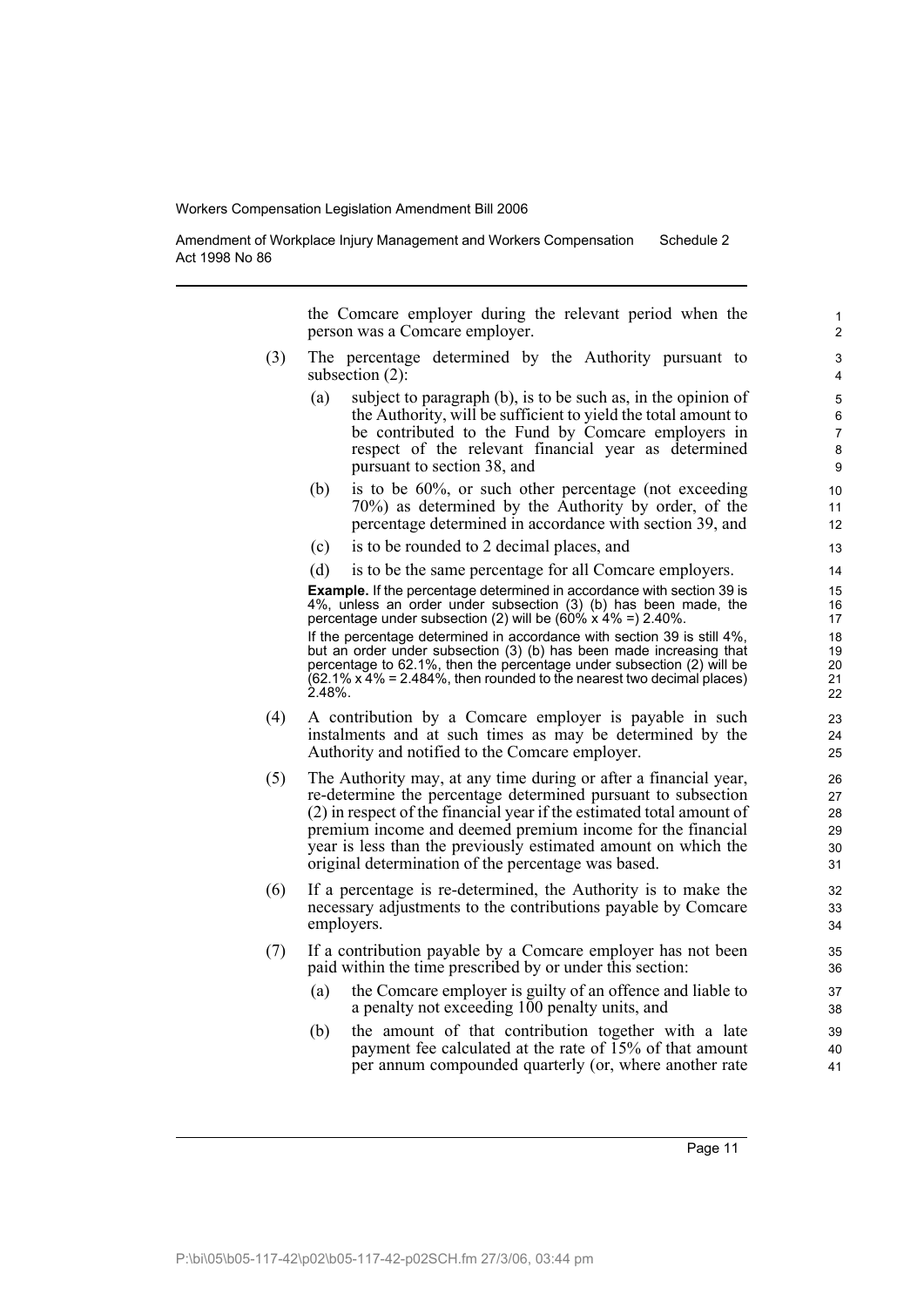the Comcare employer during the relevant period when the person was a Comcare employer.

(3) The percentage determined by the Authority pursuant to subsection (2):

(a) subject to paragraph (b), is to be such as, in the opinion of the Authority, will be sufficient to yield the total amount to be contributed to the Fund by Comcare employers in respect of the relevant financial year as determined pursuant to section 38, and

(b) is to be 60%, or such other percentage (not exceeding 70%) as determined by the Authority by order, of the percentage determined in accordance with section 39, and

(c) is to be rounded to 2 decimal places, and

(d) is to be the same percentage for all Comcare employers.

**Example.** If the percentage determined in accordance with section 39 is 4%, unless an order under subsection (3) (b) has been made, the percentage under subsection (2) will be (60% x 4% =) 2.40%.

If the percentage determined in accordance with section 39 is still 4%, but an order under subsection (3) (b) has been made increasing that percentage to 62.1%, then the percentage under subsection (2) will be (62.1% x 4% = 2.484%, then rounded to the nearest two decimal places) 2.48%.

(4) A contribution by a Comcare employer is payable in such instalments and at such times as may be determined by the Authority and notified to the Comcare employer.

(5) The Authority may, at any time during or after a financial year, re-determine the percentage determined pursuant to subsection (2) in respect of the financial year if the estimated total amount of premium income and deemed premium income for the financial year is less than the previously estimated amount on which the original determination of the percentage was based.

(6) If a percentage is re-determined, the Authority is to make the necessary adjustments to the contributions payable by Comcare employers.

(7) If a contribution payable by a Comcare employer has not been paid within the time prescribed by or under this section:

(a) the Comcare employer is guilty of an offence and liable to a penalty not exceeding 100 penalty units, and

(b) the amount of that contribution together with a late payment fee calculated at the rate of 15% of that amount per annum compounded quarterly (or, where another rate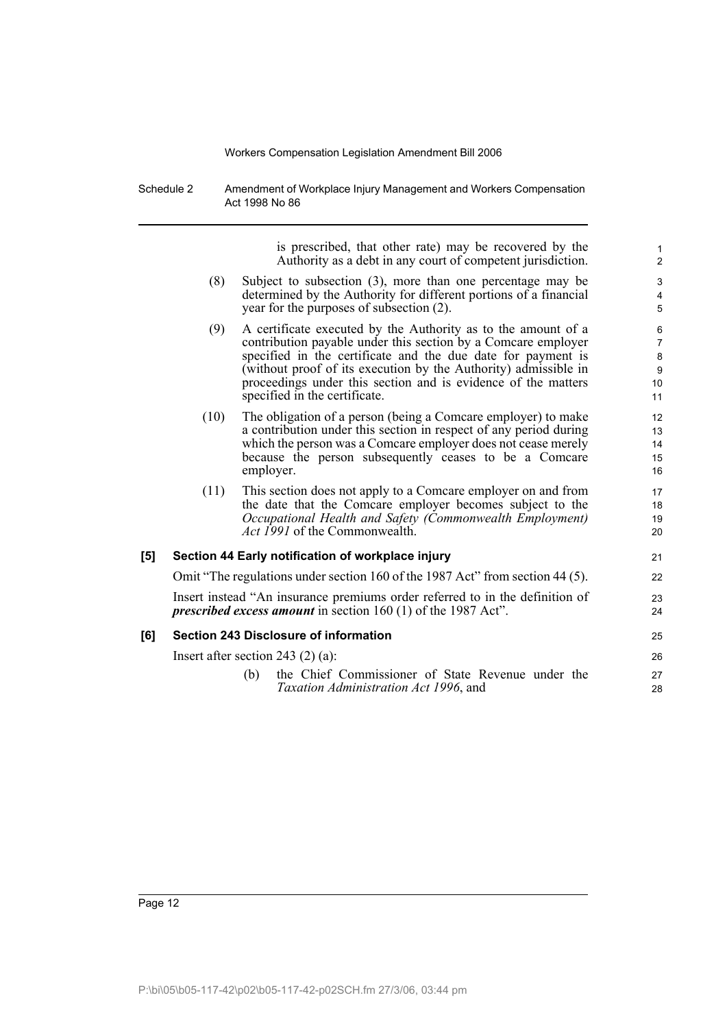is prescribed, that other rate) may be recovered by the Authority as a debt in any court of competent jurisdiction.

(8) Subject to subsection (3), more than one percentage may be determined by the Authority for different portions of a financial year for the purposes of subsection (2).

(9) A certificate executed by the Authority as to the amount of a contribution payable under this section by a Comcare employer specified in the certificate and the due date for payment is (without proof of its execution by the Authority) admissible in proceedings under this section and is evidence of the matters specified in the certificate.

(10) The obligation of a person (being a Comcare employer) to make a contribution under this section in respect of any period during which the person was a Comcare employer does not cease merely because the person subsequently ceases to be a Comcare employer.

(11) This section does not apply to a Comcare employer on and from the date that the Comcare employer becomes subject to the *Occupational Health and Safety (Commonwealth Employment) Act 1991* of the Commonwealth.

**[5] Section 44 Early notification of workplace injury**

Omit "The regulations under section 160 of the 1987 Act" from section 44 (5).

Insert instead "An insurance premiums order referred to in the definition of ***prescribed excess amount*** in section 160 (1) of the 1987 Act".

**[6] Section 243 Disclosure of information**

Insert after section 243 (2) (a):

(b) the Chief Commissioner of State Revenue under the *Taxation Administration Act 1996*, and